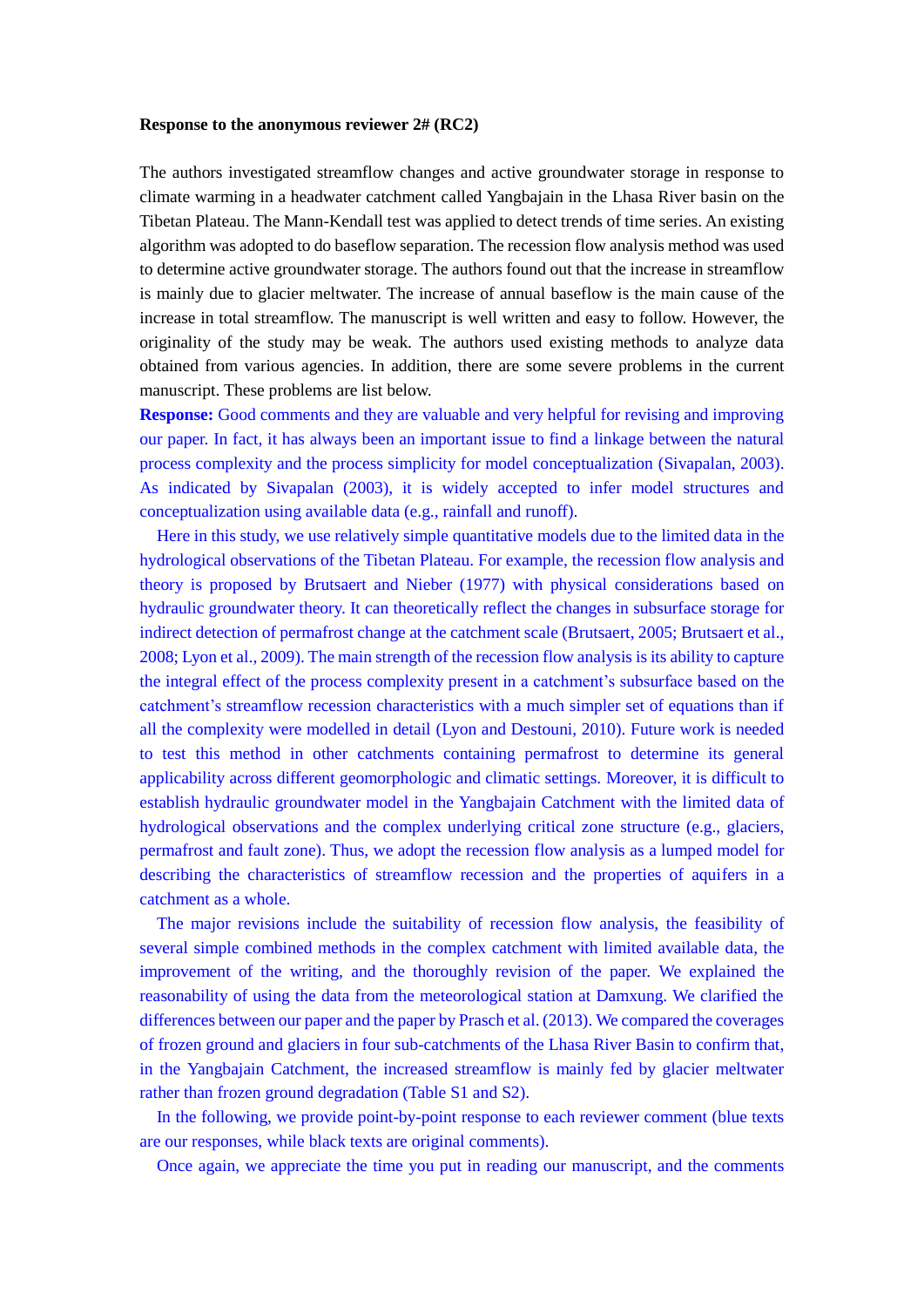**Response to the anonymous reviewer 2# (RC2)**

The authors investigated streamflow changes and active groundwater storage in response to climate warming in a headwater catchment called Yangbajain in the Lhasa River basin on the Tibetan Plateau. The Mann-Kendall test was applied to detect trends of time series. An existing algorithm was adopted to do baseflow separation. The recession flow analysis method was used to determine active groundwater storage. The authors found out that the increase in streamflow is mainly due to glacier meltwater. The increase of annual baseflow is the main cause of the increase in total streamflow. The manuscript is well written and easy to follow. However, the originality of the study may be weak. The authors used existing methods to analyze data obtained from various agencies. In addition, there are some severe problems in the current manuscript. These problems are list below.

**Response:** Good comments and they are valuable and very helpful for revising and improving our paper. In fact, it has always been an important issue to find a linkage between the natural process complexity and the process simplicity for model conceptualization (Sivapalan, 2003). As indicated by Sivapalan (2003), it is widely accepted to infer model structures and conceptualization using available data (e.g., rainfall and runoff).

Here in this study, we use relatively simple quantitative models due to the limited data in the hydrological observations of the Tibetan Plateau. For example, the recession flow analysis and theory is proposed by Brutsaert and Nieber (1977) with physical considerations based on hydraulic groundwater theory. It can theoretically reflect the changes in subsurface storage for indirect detection of permafrost change at the catchment scale (Brutsaert, 2005; Brutsaert et al., 2008; Lyon et al., 2009). The main strength of the recession flow analysis is its ability to capture the integral effect of the process complexity present in a catchment's subsurface based on the catchment's streamflow recession characteristics with a much simpler set of equations than if all the complexity were modelled in detail (Lyon and Destouni, 2010). Future work is needed to test this method in other catchments containing permafrost to determine its general applicability across different geomorphologic and climatic settings. Moreover, it is difficult to establish hydraulic groundwater model in the Yangbajain Catchment with the limited data of hydrological observations and the complex underlying critical zone structure (e.g., glaciers, permafrost and fault zone). Thus, we adopt the recession flow analysis as a lumped model for describing the characteristics of streamflow recession and the properties of aquifers in a catchment as a whole.

The major revisions include the suitability of recession flow analysis, the feasibility of several simple combined methods in the complex catchment with limited available data, the improvement of the writing, and the thoroughly revision of the paper. We explained the reasonability of using the data from the meteorological station at Damxung. We clarified the differences between our paper and the paper by Prasch et al. (2013). We compared the coverages of frozen ground and glaciers in four sub-catchments of the Lhasa River Basin to confirm that, in the Yangbajain Catchment, the increased streamflow is mainly fed by glacier meltwater rather than frozen ground degradation (Table S1 and S2).

In the following, we provide point-by-point response to each reviewer comment (blue texts are our responses, while black texts are original comments).

Once again, we appreciate the time you put in reading our manuscript, and the comments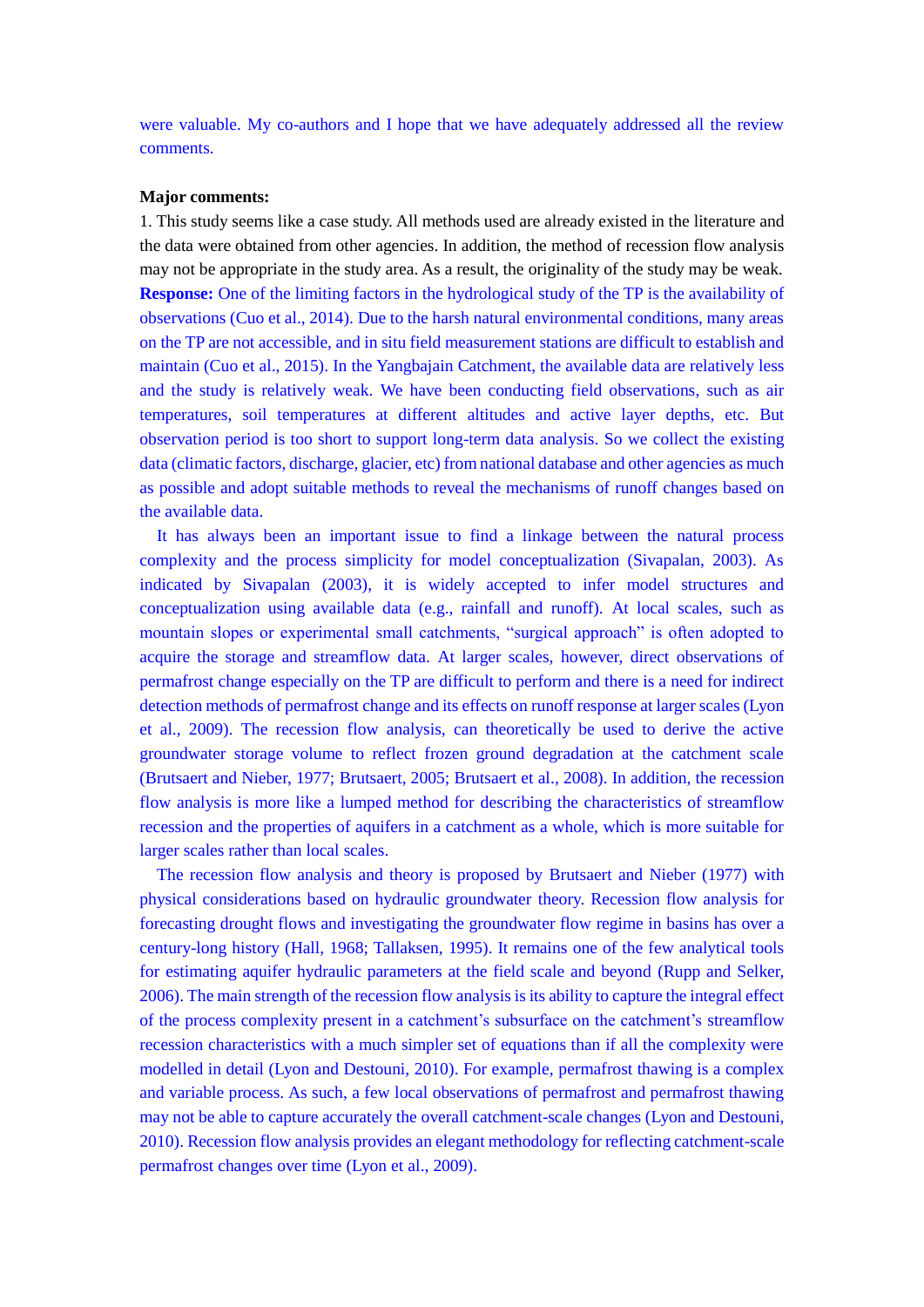were valuable. My co-authors and I hope that we have adequately addressed all the review comments.

**Major comments:**

1. This study seems like a case study. All methods used are already existed in the literature and the data were obtained from other agencies. In addition, the method of recession flow analysis may not be appropriate in the study area. As a result, the originality of the study may be weak.

**Response:** One of the limiting factors in the hydrological study of the TP is the availability of observations (Cuo et al., 2014). Due to the harsh natural environmental conditions, many areas on the TP are not accessible, and in situ field measurement stations are difficult to establish and maintain (Cuo et al., 2015). In the Yangbajain Catchment, the available data are relatively less and the study is relatively weak. We have been conducting field observations, such as air temperatures, soil temperatures at different altitudes and active layer depths, etc. But observation period is too short to support long-term data analysis. So we collect the existing data (climatic factors, discharge, glacier, etc) from national database and other agencies as much as possible and adopt suitable methods to reveal the mechanisms of runoff changes based on the available data.

It has always been an important issue to find a linkage between the natural process complexity and the process simplicity for model conceptualization (Sivapalan, 2003). As indicated by Sivapalan (2003), it is widely accepted to infer model structures and conceptualization using available data (e.g., rainfall and runoff). At local scales, such as mountain slopes or experimental small catchments, "surgical approach" is often adopted to acquire the storage and streamflow data. At larger scales, however, direct observations of permafrost change especially on the TP are difficult to perform and there is a need for indirect detection methods of permafrost change and its effects on runoff response at larger scales (Lyon et al., 2009). The recession flow analysis, can theoretically be used to derive the active groundwater storage volume to reflect frozen ground degradation at the catchment scale (Brutsaert and Nieber, 1977; Brutsaert, 2005; Brutsaert et al., 2008). In addition, the recession flow analysis is more like a lumped method for describing the characteristics of streamflow recession and the properties of aquifers in a catchment as a whole, which is more suitable for larger scales rather than local scales.

The recession flow analysis and theory is proposed by Brutsaert and Nieber (1977) with physical considerations based on hydraulic groundwater theory. Recession flow analysis for forecasting drought flows and investigating the groundwater flow regime in basins has over a century-long history (Hall, 1968; Tallaksen, 1995). It remains one of the few analytical tools for estimating aquifer hydraulic parameters at the field scale and beyond (Rupp and Selker, 2006). The main strength of the recession flow analysis is its ability to capture the integral effect of the process complexity present in a catchment's subsurface on the catchment's streamflow recession characteristics with a much simpler set of equations than if all the complexity were modelled in detail (Lyon and Destouni, 2010). For example, permafrost thawing is a complex and variable process. As such, a few local observations of permafrost and permafrost thawing may not be able to capture accurately the overall catchment-scale changes (Lyon and Destouni, 2010). Recession flow analysis provides an elegant methodology for reflecting catchment-scale permafrost changes over time (Lyon et al., 2009).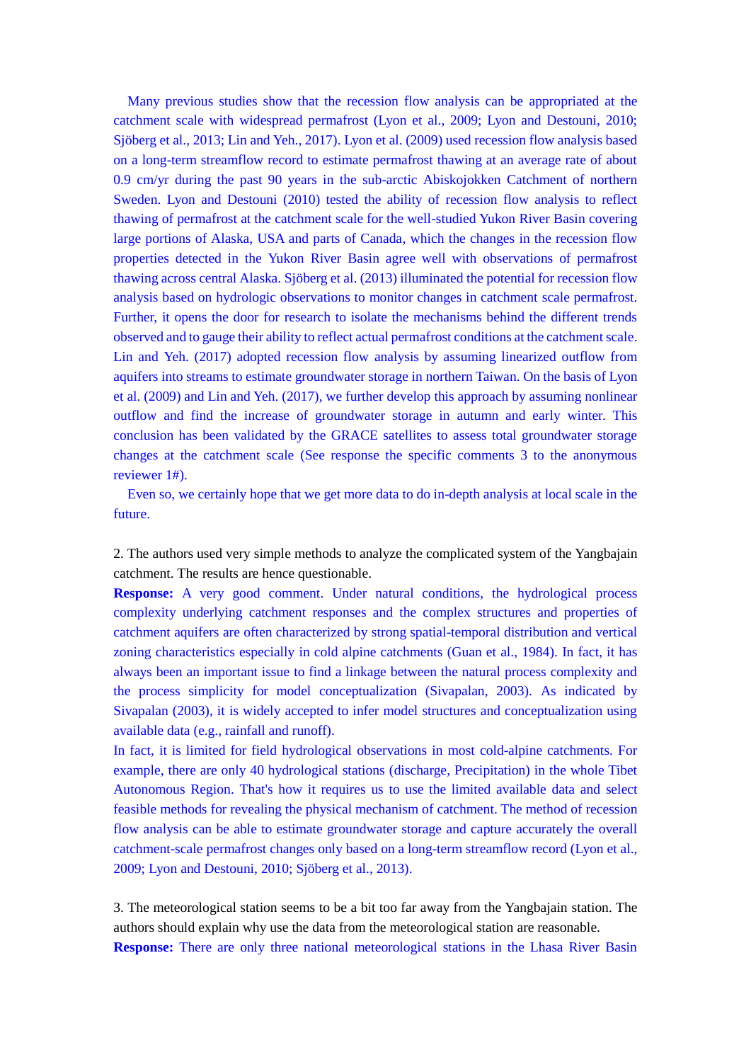Many previous studies show that the recession flow analysis can be appropriated at the catchment scale with widespread permafrost (Lyon et al., 2009; Lyon and Destouni, 2010; Sjöberg et al., 2013; Lin and Yeh., 2017). Lyon et al. (2009) used recession flow analysis based on a long-term streamflow record to estimate permafrost thawing at an average rate of about 0.9 cm/yr during the past 90 years in the sub-arctic Abiskojokken Catchment of northern Sweden. Lyon and Destouni (2010) tested the ability of recession flow analysis to reflect thawing of permafrost at the catchment scale for the well-studied Yukon River Basin covering large portions of Alaska, USA and parts of Canada, which the changes in the recession flow properties detected in the Yukon River Basin agree well with observations of permafrost thawing across central Alaska. Sjöberg et al. (2013) illuminated the potential for recession flow analysis based on hydrologic observations to monitor changes in catchment scale permafrost. Further, it opens the door for research to isolate the mechanisms behind the different trends observed and to gauge their ability to reflect actual permafrost conditions at the catchment scale. Lin and Yeh. (2017) adopted recession flow analysis by assuming linearized outflow from aquifers into streams to estimate groundwater storage in northern Taiwan. On the basis of Lyon et al. (2009) and Lin and Yeh. (2017), we further develop this approach by assuming nonlinear outflow and find the increase of groundwater storage in autumn and early winter. This conclusion has been validated by the GRACE satellites to assess total groundwater storage changes at the catchment scale (See response the specific comments 3 to the anonymous reviewer 1#).

Even so, we certainly hope that we get more data to do in-depth analysis at local scale in the future.

2. The authors used very simple methods to analyze the complicated system of the Yangbajain catchment. The results are hence questionable.

**Response:** A very good comment. Under natural conditions, the hydrological process complexity underlying catchment responses and the complex structures and properties of catchment aquifers are often characterized by strong spatial-temporal distribution and vertical zoning characteristics especially in cold alpine catchments (Guan et al., 1984). In fact, it has always been an important issue to find a linkage between the natural process complexity and the process simplicity for model conceptualization (Sivapalan, 2003). As indicated by Sivapalan (2003), it is widely accepted to infer model structures and conceptualization using available data (e.g., rainfall and runoff).

In fact, it is limited for field hydrological observations in most cold-alpine catchments. For example, there are only 40 hydrological stations (discharge, Precipitation) in the whole Tibet Autonomous Region. That's how it requires us to use the limited available data and select feasible methods for revealing the physical mechanism of catchment. The method of recession flow analysis can be able to estimate groundwater storage and capture accurately the overall catchment-scale permafrost changes only based on a long-term streamflow record (Lyon et al., 2009; Lyon and Destouni, 2010; Sjöberg et al., 2013).

3. The meteorological station seems to be a bit too far away from the Yangbajain station. The authors should explain why use the data from the meteorological station are reasonable.

**Response:** There are only three national meteorological stations in the Lhasa River Basin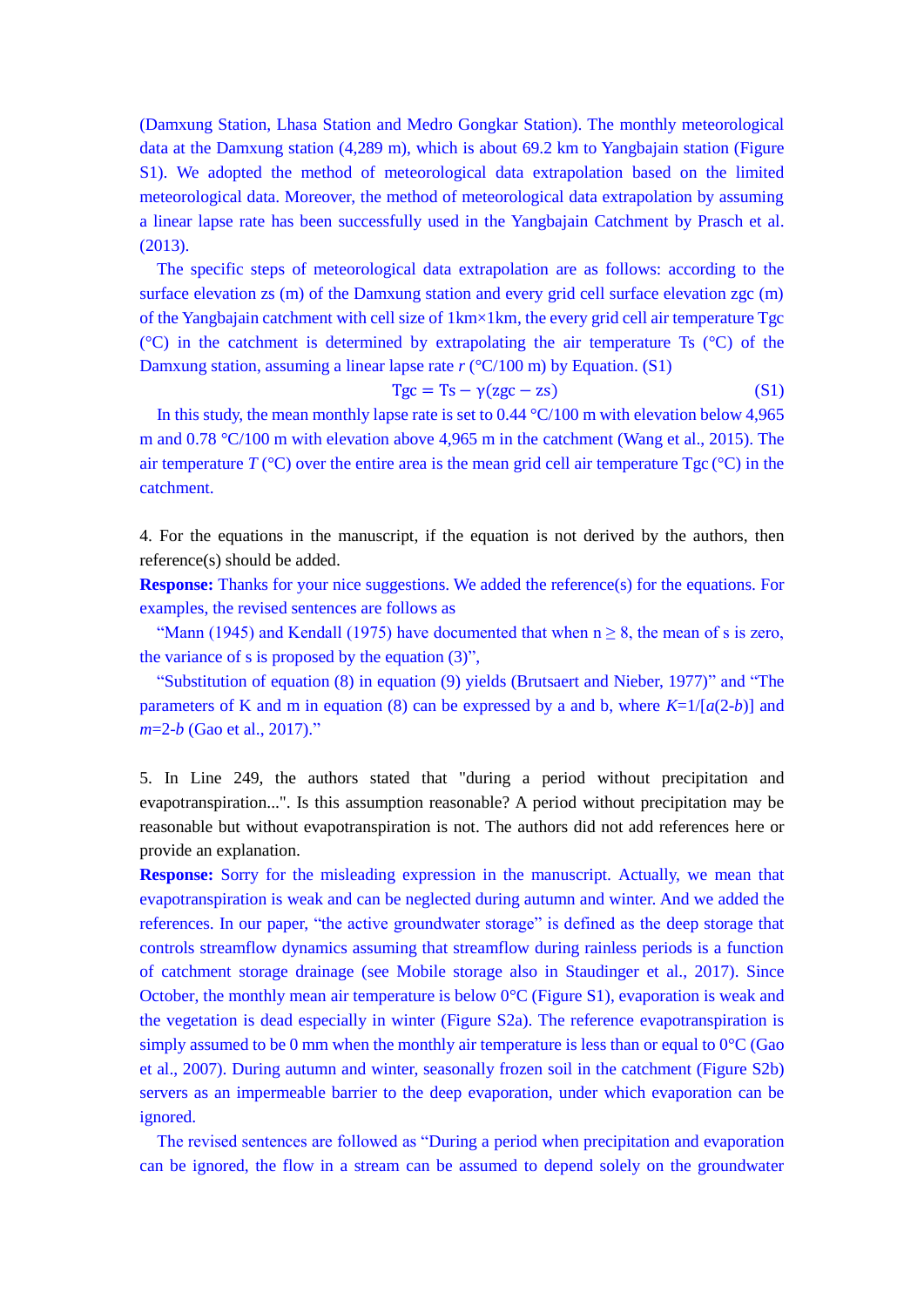(Damxung Station, Lhasa Station and Medro Gongkar Station). The monthly meteorological data at the Damxung station (4,289 m), which is about 69.2 km to Yangbajain station (Figure S1). We adopted the method of meteorological data extrapolation based on the limited meteorological data. Moreover, the method of meteorological data extrapolation by assuming a linear lapse rate has been successfully used in the Yangbajain Catchment by Prasch et al. (2013).

The specific steps of meteorological data extrapolation are as follows: according to the surface elevation zs (m) of the Damxung station and every grid cell surface elevation zgc (m) of the Yangbajain catchment with cell size of 1km×1km, the every grid cell air temperature Tgc (°C) in the catchment is determined by extrapolating the air temperature Ts (°C) of the Damxung station, assuming a linear lapse rate *r* (°C/100 m) by Equation. (S1)

$$\mathrm{Tgc} = \mathrm{Ts} - \gamma(\mathrm{zgc} - \mathrm{zs}) \tag{S1}$$

In this study, the mean monthly lapse rate is set to 0.44 °C/100 m with elevation below 4,965 m and 0.78 °C/100 m with elevation above 4,965 m in the catchment (Wang et al., 2015). The air temperature *T* (°C) over the entire area is the mean grid cell air temperature Tgc (°C) in the catchment.

4. For the equations in the manuscript, if the equation is not derived by the authors, then reference(s) should be added.

**Response:** Thanks for your nice suggestions. We added the reference(s) for the equations. For examples, the revised sentences are follows as

"Mann (1945) and Kendall (1975) have documented that when n ≥ 8, the mean of s is zero, the variance of s is proposed by the equation (3)",

"Substitution of equation (8) in equation (9) yields (Brutsaert and Nieber, 1977)" and "The parameters of K and m in equation (8) can be expressed by a and b, where $K$=1/[$a$(2-$b$)] and $m$=2-$b$ (Gao et al., 2017)."

5. In Line 249, the authors stated that "during a period without precipitation and evapotranspiration...". Is this assumption reasonable? A period without precipitation may be reasonable but without evapotranspiration is not. The authors did not add references here or provide an explanation.

**Response:** Sorry for the misleading expression in the manuscript. Actually, we mean that evapotranspiration is weak and can be neglected during autumn and winter. And we added the references. In our paper, "the active groundwater storage" is defined as the deep storage that controls streamflow dynamics assuming that streamflow during rainless periods is a function of catchment storage drainage (see Mobile storage also in Staudinger et al., 2017). Since October, the monthly mean air temperature is below 0°C (Figure S1), evaporation is weak and the vegetation is dead especially in winter (Figure S2a). The reference evapotranspiration is simply assumed to be 0 mm when the monthly air temperature is less than or equal to 0°C (Gao et al., 2007). During autumn and winter, seasonally frozen soil in the catchment (Figure S2b) servers as an impermeable barrier to the deep evaporation, under which evaporation can be ignored.

The revised sentences are followed as "During a period when precipitation and evaporation can be ignored, the flow in a stream can be assumed to depend solely on the groundwater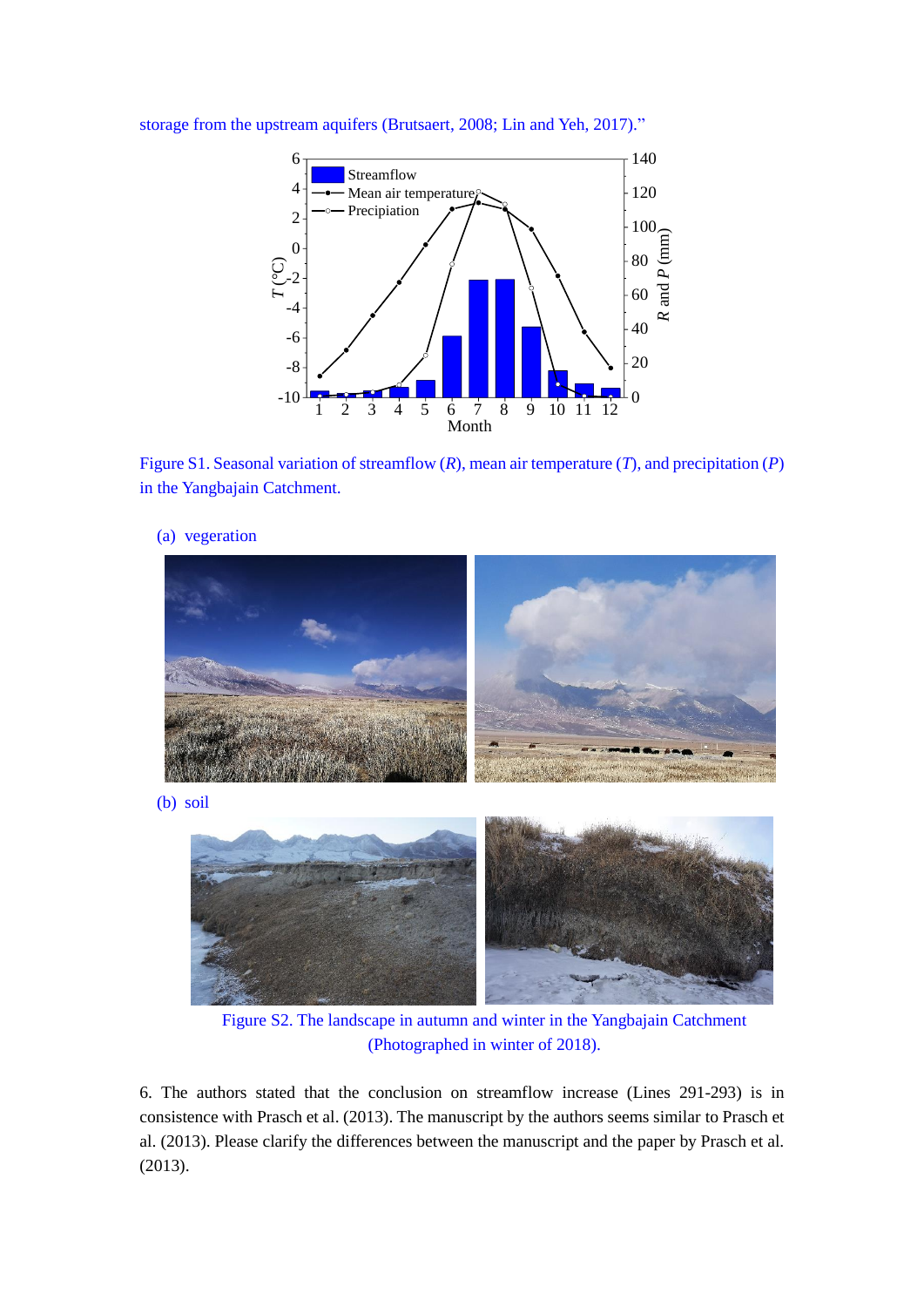storage from the upstream aquifers (Brutsaert, 2008; Lin and Yeh, 2017)."

Figure S1. Seasonal variation of streamflow (*R*), mean air temperature (*T*), and precipitation (*P*) in the Yangbajain Catchment.

(a) vegeration

(b) soil

Figure S2. The landscape in autumn and winter in the Yangbajain Catchment (Photographed in winter of 2018).

6. The authors stated that the conclusion on streamflow increase (Lines 291-293) is in consistence with Prasch et al. (2013). The manuscript by the authors seems similar to Prasch et al. (2013). Please clarify the differences between the manuscript and the paper by Prasch et al. (2013).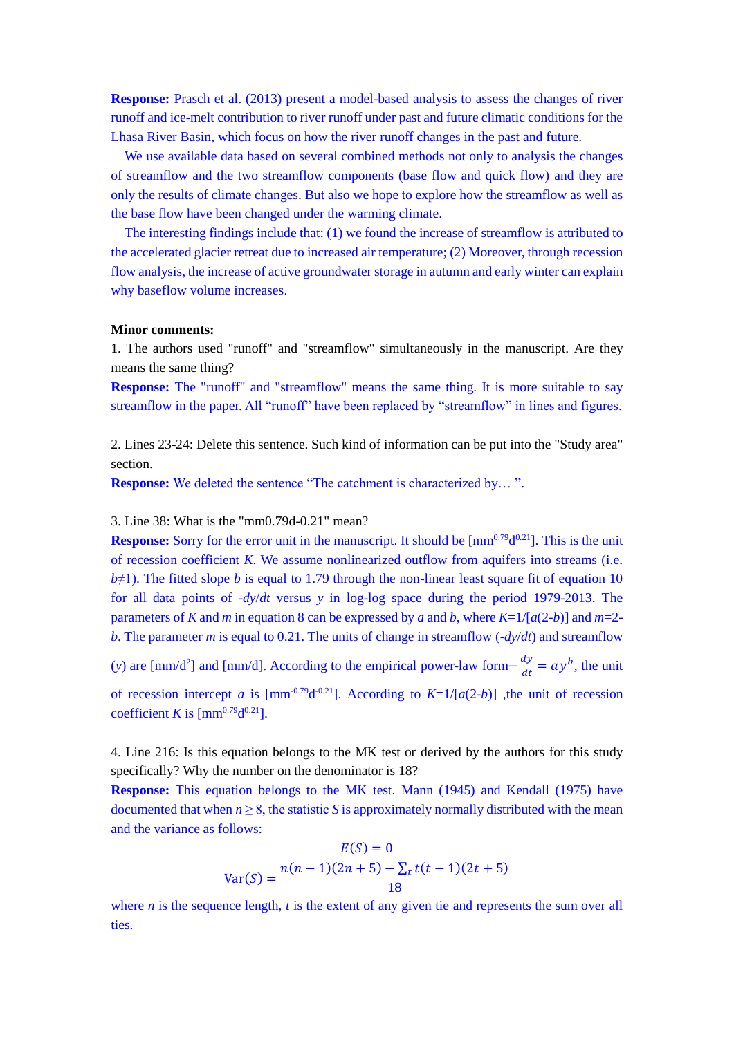**Response:** Prasch et al. (2013) present a model-based analysis to assess the changes of river runoff and ice-melt contribution to river runoff under past and future climatic conditions for the Lhasa River Basin, which focus on how the river runoff changes in the past and future.

We use available data based on several combined methods not only to analysis the changes of streamflow and the two streamflow components (base flow and quick flow) and they are only the results of climate changes. But also we hope to explore how the streamflow as well as the base flow have been changed under the warming climate.

The interesting findings include that: (1) we found the increase of streamflow is attributed to the accelerated glacier retreat due to increased air temperature; (2) Moreover, through recession flow analysis, the increase of active groundwater storage in autumn and early winter can explain why baseflow volume increases.

**Minor comments:**

1. The authors used "runoff" and "streamflow" simultaneously in the manuscript. Are they means the same thing?

**Response:** The "runoff" and "streamflow" means the same thing. It is more suitable to say streamflow in the paper. All "runoff" have been replaced by "streamflow" in lines and figures.

2. Lines 23-24: Delete this sentence. Such kind of information can be put into the "Study area" section.

**Response:** We deleted the sentence "The catchment is characterized by… ".

3. Line 38: What is the "mm0.79d-0.21" mean?

**Response:** Sorry for the error unit in the manuscript. It should be [$mm^{0.79}d^{0.21}$]. This is the unit of recession coefficient *K*. We assume nonlinearized outflow from aquifers into streams (i.e. $b \neq 1$). The fitted slope *b* is equal to 1.79 through the non-linear least square fit of equation 10 for all data points of $-dy/dt$ versus *y* in log-log space during the period 1979-2013. The parameters of *K* and *m* in equation 8 can be expressed by *a* and *b*, where $K=1/[a(2-b)]$ and $m=2-b$. The parameter *m* is equal to 0.21. The units of change in streamflow ($-dy/dt$) and streamflow (*y*) are [$mm/d^2$] and [mm/d]. According to the empirical power-law form $-\frac{dy}{dt} = ay^b$, the unit of recession intercept *a* is [$mm^{-0.79}d^{-0.21}$]. According to $K=1/[a(2-b)]$ ,the unit of recession coefficient *K* is [$mm^{0.79}d^{0.21}$].

4. Line 216: Is this equation belongs to the MK test or derived by the authors for this study specifically? Why the number on the denominator is 18?

**Response:** This equation belongs to the MK test. Mann (1945) and Kendall (1975) have documented that when $n \geq 8$, the statistic *S* is approximately normally distributed with the mean and the variance as follows:

$$E(S) = 0$$

$$\mathrm{Var}(S) = \frac{n(n-1)(2n+5) - \sum_t t(t-1)(2t+5)}{18}$$

where *n* is the sequence length, *t* is the extent of any given tie and represents the sum over all ties.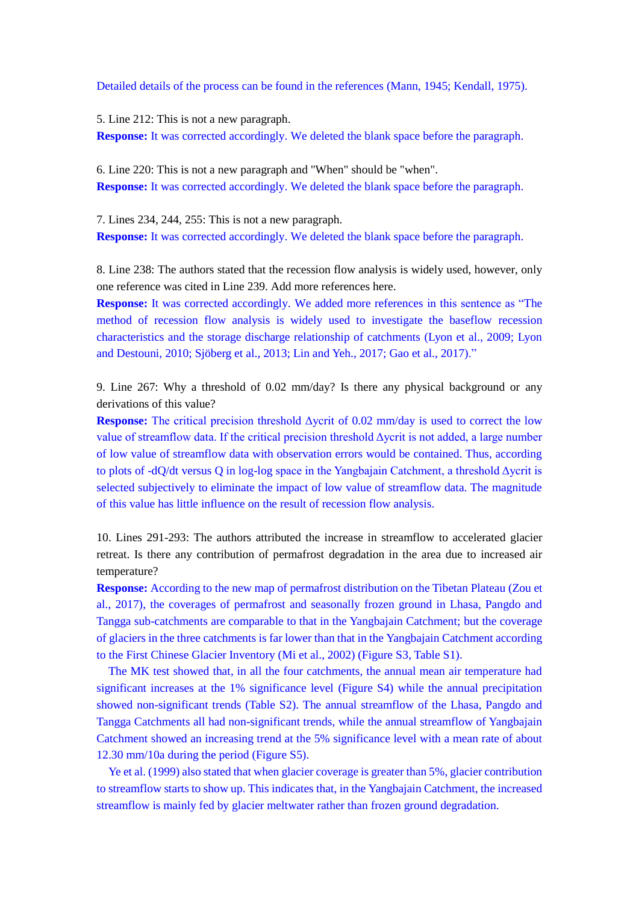Detailed details of the process can be found in the references (Mann, 1945; Kendall, 1975).

5. Line 212: This is not a new paragraph.

**Response:** It was corrected accordingly. We deleted the blank space before the paragraph.

6. Line 220: This is not a new paragraph and "When" should be "when".

**Response:** It was corrected accordingly. We deleted the blank space before the paragraph.

7. Lines 234, 244, 255: This is not a new paragraph.

**Response:** It was corrected accordingly. We deleted the blank space before the paragraph.

8. Line 238: The authors stated that the recession flow analysis is widely used, however, only one reference was cited in Line 239. Add more references here.

**Response:** It was corrected accordingly. We added more references in this sentence as "The method of recession flow analysis is widely used to investigate the baseflow recession characteristics and the storage discharge relationship of catchments (Lyon et al., 2009; Lyon and Destouni, 2010; Sjöberg et al., 2013; Lin and Yeh., 2017; Gao et al., 2017)."

9. Line 267: Why a threshold of 0.02 mm/day? Is there any physical background or any derivations of this value?

**Response:** The critical precision threshold $\Delta y_{crit}$ of 0.02 mm/day is used to correct the low value of streamflow data. If the critical precision threshold $\Delta y_{crit}$ is not added, a large number of low value of streamflow data with observation errors would be contained. Thus, according to plots of $-dQ/dt$ versus $Q$ in log-log space in the Yangbajain Catchment, a threshold $\Delta y_{crit}$ is selected subjectively to eliminate the impact of low value of streamflow data. The magnitude of this value has little influence on the result of recession flow analysis.

10. Lines 291-293: The authors attributed the increase in streamflow to accelerated glacier retreat. Is there any contribution of permafrost degradation in the area due to increased air temperature?

**Response:** According to the new map of permafrost distribution on the Tibetan Plateau (Zou et al., 2017), the coverages of permafrost and seasonally frozen ground in Lhasa, Pangdo and Tangga sub-catchments are comparable to that in the Yangbajain Catchment; but the coverage of glaciers in the three catchments is far lower than that in the Yangbajain Catchment according to the First Chinese Glacier Inventory (Mi et al., 2002) (Figure S3, Table S1).

The MK test showed that, in all the four catchments, the annual mean air temperature had significant increases at the 1% significance level (Figure S4) while the annual precipitation showed non-significant trends (Table S2). The annual streamflow of the Lhasa, Pangdo and Tangga Catchments all had non-significant trends, while the annual streamflow of Yangbajain Catchment showed an increasing trend at the 5% significance level with a mean rate of about 12.30 mm/10a during the period (Figure S5).

Ye et al. (1999) also stated that when glacier coverage is greater than 5%, glacier contribution to streamflow starts to show up. This indicates that, in the Yangbajain Catchment, the increased streamflow is mainly fed by glacier meltwater rather than frozen ground degradation.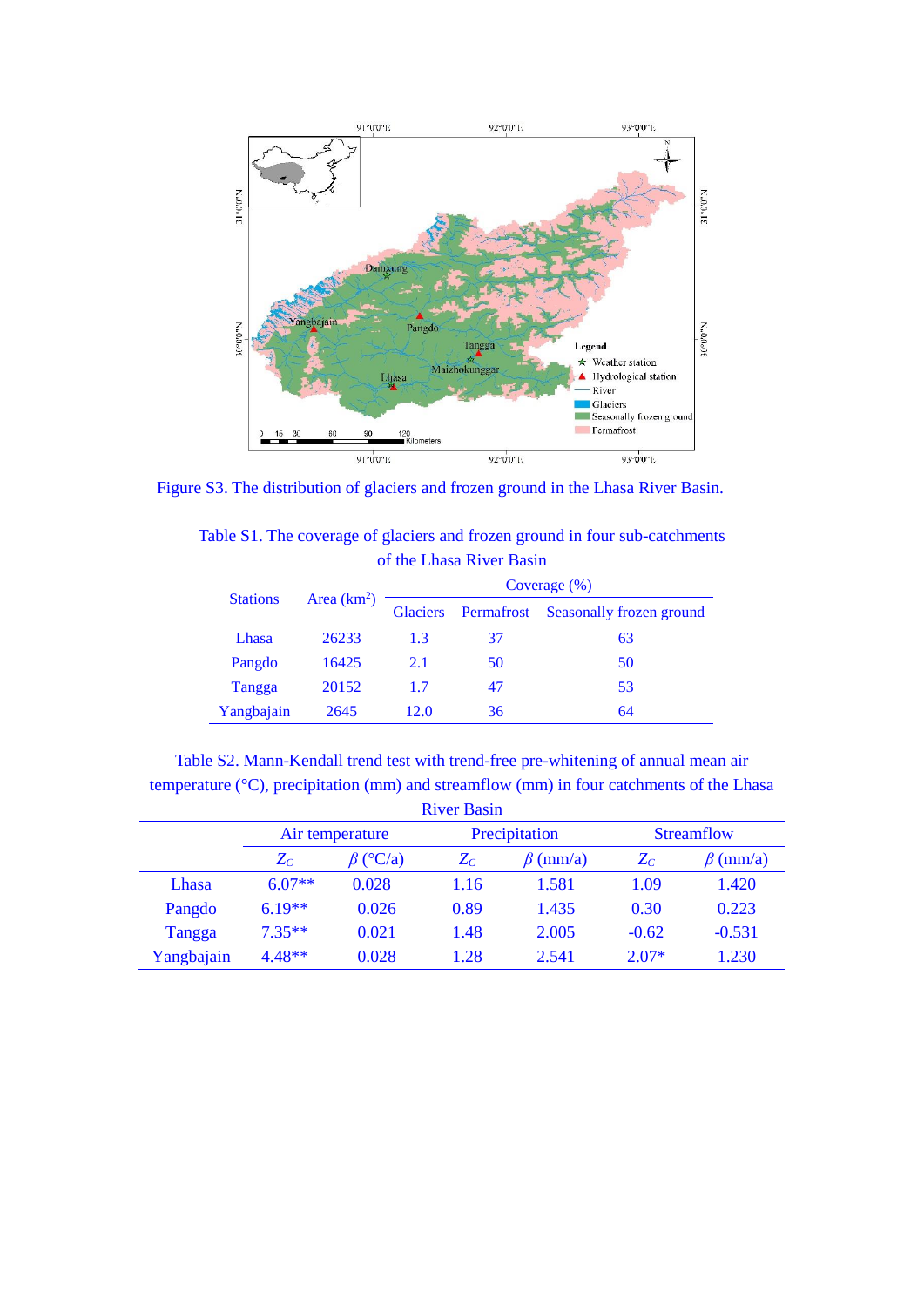Figure S3. The distribution of glaciers and frozen ground in the Lhasa River Basin.

Table S1. The coverage of glaciers and frozen ground in four sub-catchments of the Lhasa River Basin

| Stations | Area ($km^2$) | Coverage (%) | | |
|---|---|---|---|---|
| | | Glaciers | Permafrost | Seasonally frozen ground |
| Lhasa | 26233 | 1.3 | 37 | 63 |
| Pangdo | 16425 | 2.1 | 50 | 50 |
| Tangga | 20152 | 1.7 | 47 | 53 |
| Yangbajain | 2645 | 12.0 | 36 | 64 |

Table S2. Mann-Kendall trend test with trend-free pre-whitening of annual mean air temperature (°C), precipitation (mm) and streamflow (mm) in four catchments of the Lhasa River Basin

| | Air temperature | | Precipitation | | Streamflow | |
|---|---|---|---|---|---|---|
| | $Z_C$ | $\beta$ (°C/a) | $Z_C$ | $\beta$ (mm/a) | $Z_C$ | $\beta$ (mm/a) |
| Lhasa | 6.07** | 0.028 | 1.16 | 1.581 | 1.09 | 1.420 |
| Pangdo | 6.19** | 0.026 | 0.89 | 1.435 | 0.30 | 0.223 |
| Tangga | 7.35** | 0.021 | 1.48 | 2.005 | -0.62 | -0.531 |
| Yangbajain | 4.48** | 0.028 | 1.28 | 2.541 | 2.07* | 1.230 |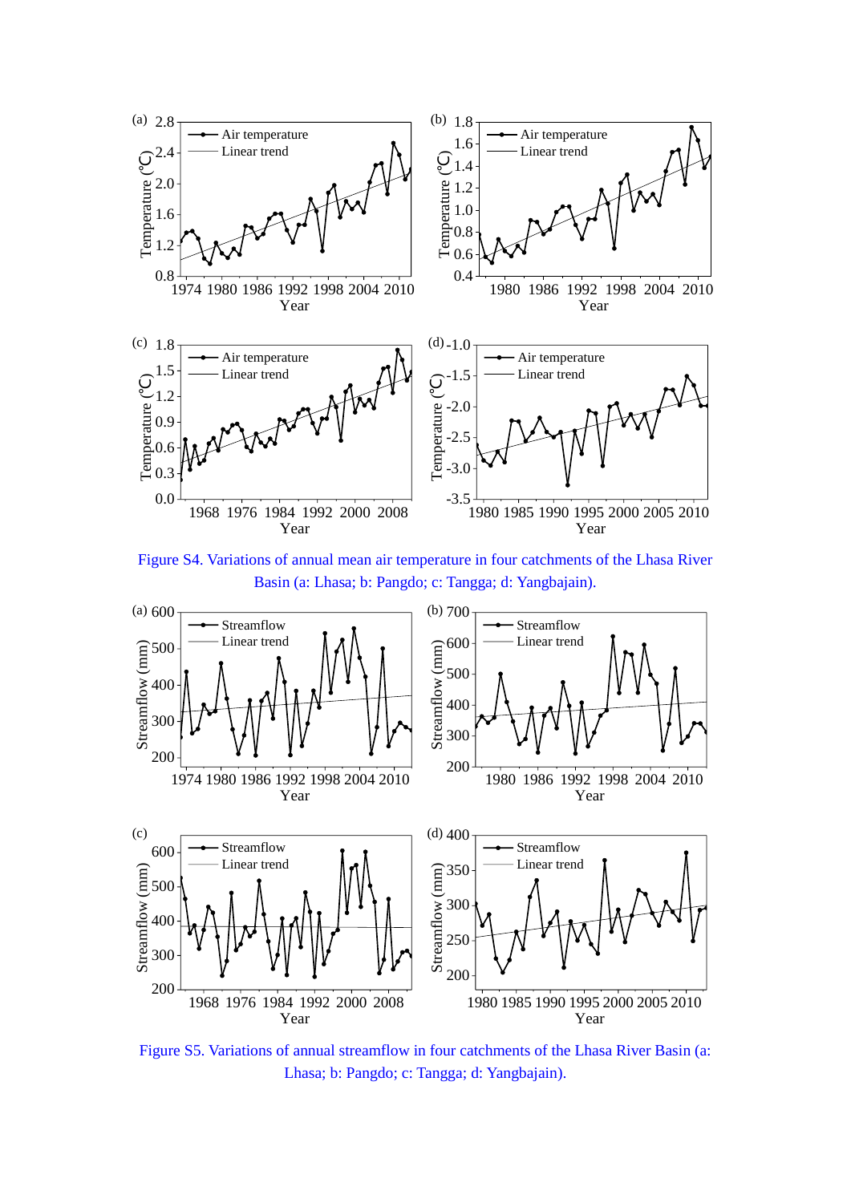Figure S4. Variations of annual mean air temperature in four catchments of the Lhasa River Basin (a: Lhasa; b: Pangdo; c: Tangga; d: Yangbajain).

Figure S5. Variations of annual streamflow in four catchments of the Lhasa River Basin (a: Lhasa; b: Pangdo; c: Tangga; d: Yangbajain).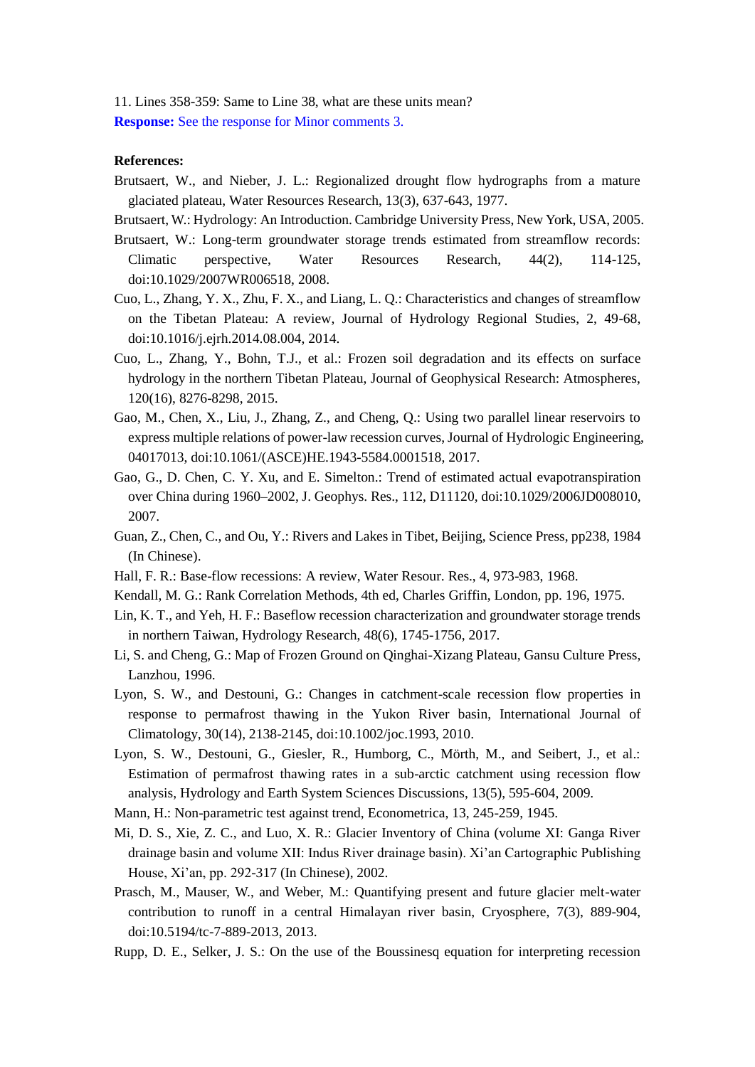11. Lines 358-359: Same to Line 38, what are these units mean?

**Response:** See the response for Minor comments 3.

**References:**

Brutsaert, W., and Nieber, J. L.: Regionalized drought flow hydrographs from a mature glaciated plateau, Water Resources Research, 13(3), 637-643, 1977.

Brutsaert, W.: Hydrology: An Introduction. Cambridge University Press, New York, USA, 2005.

Brutsaert, W.: Long-term groundwater storage trends estimated from streamflow records: Climatic perspective, Water Resources Research, 44(2), 114-125, doi:10.1029/2007WR006518, 2008.

Cuo, L., Zhang, Y. X., Zhu, F. X., and Liang, L. Q.: Characteristics and changes of streamflow on the Tibetan Plateau: A review, Journal of Hydrology Regional Studies, 2, 49-68, doi:10.1016/j.ejrh.2014.08.004, 2014.

Cuo, L., Zhang, Y., Bohn, T.J., et al.: Frozen soil degradation and its effects on surface hydrology in the northern Tibetan Plateau, Journal of Geophysical Research: Atmospheres, 120(16), 8276-8298, 2015.

Gao, M., Chen, X., Liu, J., Zhang, Z., and Cheng, Q.: Using two parallel linear reservoirs to express multiple relations of power-law recession curves, Journal of Hydrologic Engineering, 04017013, doi:10.1061/(ASCE)HE.1943-5584.0001518, 2017.

Gao, G., D. Chen, C. Y. Xu, and E. Simelton.: Trend of estimated actual evapotranspiration over China during 1960–2002, J. Geophys. Res., 112, D11120, doi:10.1029/2006JD008010, 2007.

Guan, Z., Chen, C., and Ou, Y.: Rivers and Lakes in Tibet, Beijing, Science Press, pp238, 1984 (In Chinese).

Hall, F. R.: Base-flow recessions: A review, Water Resour. Res., 4, 973-983, 1968.

Kendall, M. G.: Rank Correlation Methods, 4th ed, Charles Griffin, London, pp. 196, 1975.

Lin, K. T., and Yeh, H. F.: Baseflow recession characterization and groundwater storage trends in northern Taiwan, Hydrology Research, 48(6), 1745-1756, 2017.

Li, S. and Cheng, G.: Map of Frozen Ground on Qinghai-Xizang Plateau, Gansu Culture Press, Lanzhou, 1996.

Lyon, S. W., and Destouni, G.: Changes in catchment-scale recession flow properties in response to permafrost thawing in the Yukon River basin, International Journal of Climatology, 30(14), 2138-2145, doi:10.1002/joc.1993, 2010.

Lyon, S. W., Destouni, G., Giesler, R., Humborg, C., Mörth, M., and Seibert, J., et al.: Estimation of permafrost thawing rates in a sub-arctic catchment using recession flow analysis, Hydrology and Earth System Sciences Discussions, 13(5), 595-604, 2009.

Mann, H.: Non-parametric test against trend, Econometrica, 13, 245-259, 1945.

Mi, D. S., Xie, Z. C., and Luo, X. R.: Glacier Inventory of China (volume XI: Ganga River drainage basin and volume XII: Indus River drainage basin). Xi'an Cartographic Publishing House, Xi'an, pp. 292-317 (In Chinese), 2002.

Prasch, M., Mauser, W., and Weber, M.: Quantifying present and future glacier melt-water contribution to runoff in a central Himalayan river basin, Cryosphere, 7(3), 889-904, doi:10.5194/tc-7-889-2013, 2013.

Rupp, D. E., Selker, J. S.: On the use of the Boussinesq equation for interpreting recession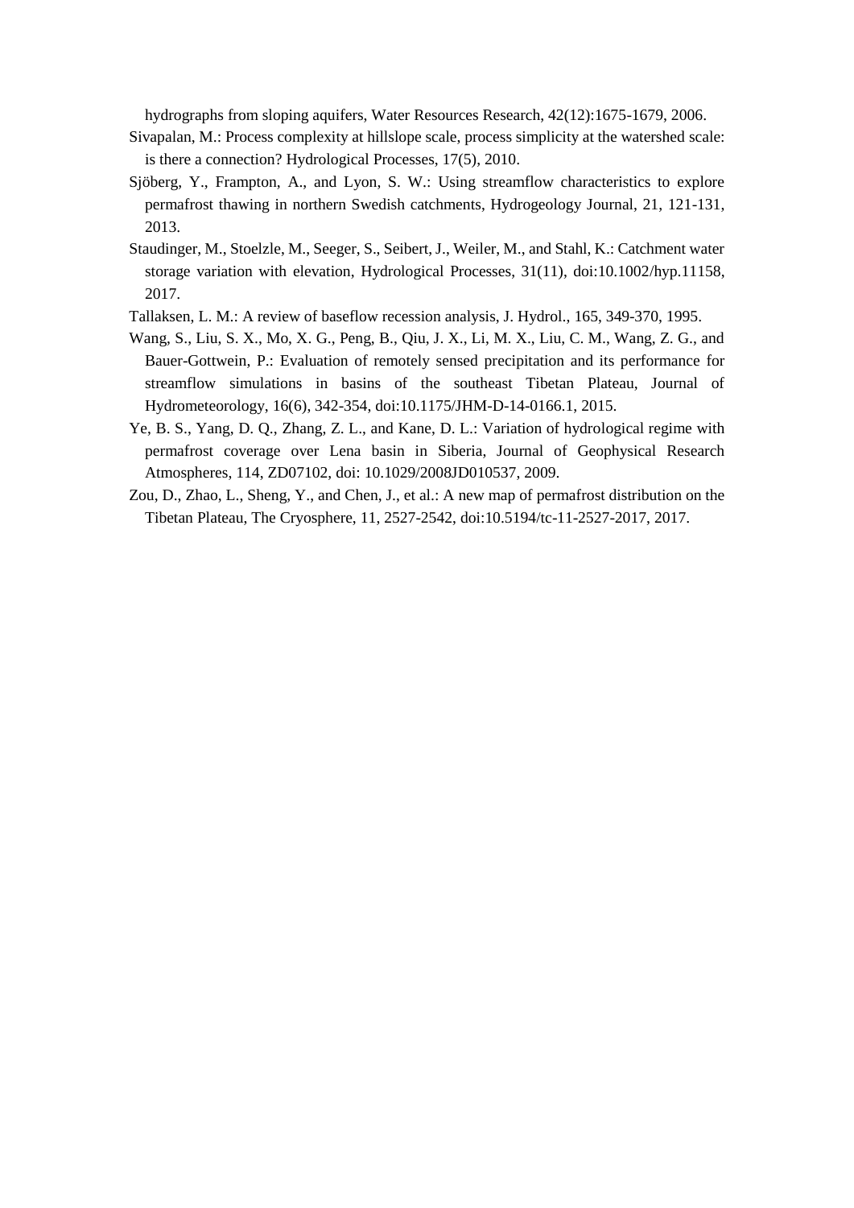hydrographs from sloping aquifers, Water Resources Research, 42(12):1675-1679, 2006.

Sivapalan, M.: Process complexity at hillslope scale, process simplicity at the watershed scale: is there a connection? Hydrological Processes, 17(5), 2010.

Sjöberg, Y., Frampton, A., and Lyon, S. W.: Using streamflow characteristics to explore permafrost thawing in northern Swedish catchments, Hydrogeology Journal, 21, 121-131, 2013.

Staudinger, M., Stoelzle, M., Seeger, S., Seibert, J., Weiler, M., and Stahl, K.: Catchment water storage variation with elevation, Hydrological Processes, 31(11), doi:10.1002/hyp.11158, 2017.

Tallaksen, L. M.: A review of baseflow recession analysis, J. Hydrol., 165, 349-370, 1995.

Wang, S., Liu, S. X., Mo, X. G., Peng, B., Qiu, J. X., Li, M. X., Liu, C. M., Wang, Z. G., and Bauer-Gottwein, P.: Evaluation of remotely sensed precipitation and its performance for streamflow simulations in basins of the southeast Tibetan Plateau, Journal of Hydrometeorology, 16(6), 342-354, doi:10.1175/JHM-D-14-0166.1, 2015.

Ye, B. S., Yang, D. Q., Zhang, Z. L., and Kane, D. L.: Variation of hydrological regime with permafrost coverage over Lena basin in Siberia, Journal of Geophysical Research Atmospheres, 114, ZD07102, doi: 10.1029/2008JD010537, 2009.

Zou, D., Zhao, L., Sheng, Y., and Chen, J., et al.: A new map of permafrost distribution on the Tibetan Plateau, The Cryosphere, 11, 2527-2542, doi:10.5194/tc-11-2527-2017, 2017.